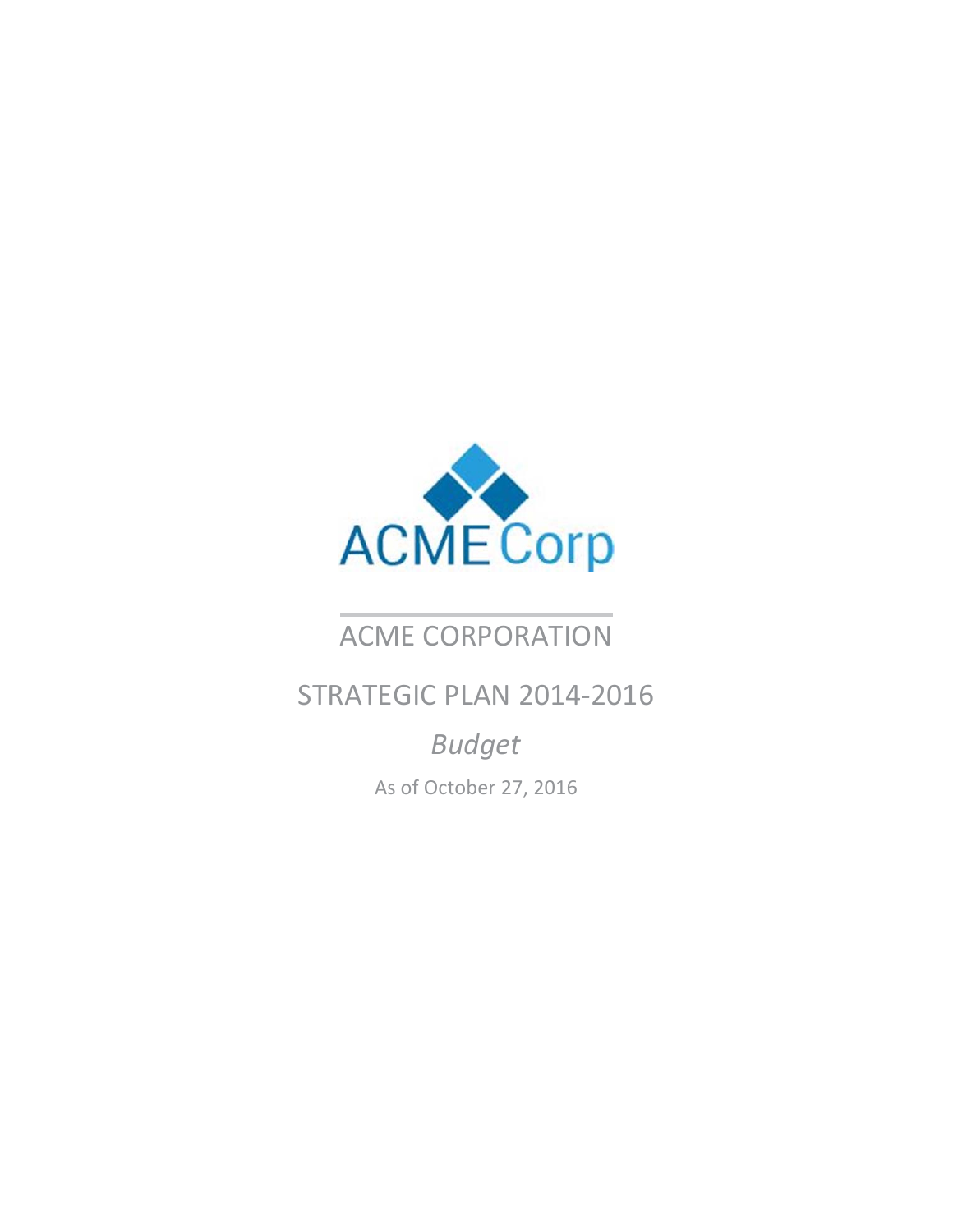ACMECorp

# ACME CORPORATION

## STRATEGIC PLAN 2014-2016

*Budget*

As of October 27, 2016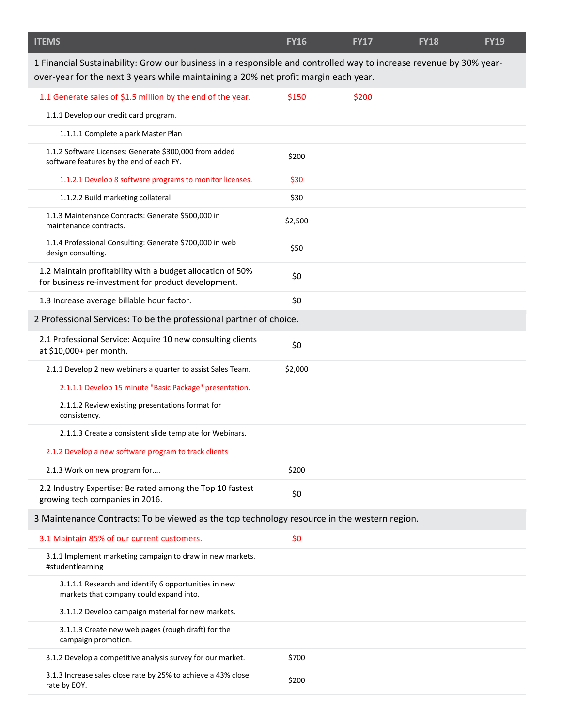| ITEMS | FY16 | FY17 | FY18 | FY19 |
|---|---|---|---|---|
| 1 Financial Sustainability: Grow our business in a responsible and controlled way to increase revenue by 30% year-over-year for the next 3 years while maintaining a 20% net profit margin each year. | | | | |
| 1.1 Generate sales of $1.5 million by the end of the year. | $150 | $200 | | |
| 1.1.1 Develop our credit card program. | | | | |
| 1.1.1.1 Complete a park Master Plan | | | | |
| 1.1.2 Software Licenses: Generate $300,000 from added software features by the end of each FY. | $200 | | | |
| 1.1.2.1 Develop 8 software programs to monitor licenses. | $30 | | | |
| 1.1.2.2 Build marketing collateral | $30 | | | |
| 1.1.3 Maintenance Contracts: Generate $500,000 in maintenance contracts. | $2,500 | | | |
| 1.1.4 Professional Consulting: Generate $700,000 in web design consulting. | $50 | | | |
| 1.2 Maintain profitability with a budget allocation of 50% for business re-investment for product development. | $0 | | | |
| 1.3 Increase average billable hour factor. | $0 | | | |
| 2 Professional Services: To be the professional partner of choice. | | | | |
| 2.1 Professional Service: Acquire 10 new consulting clients at $10,000+ per month. | $0 | | | |
| 2.1.1 Develop 2 new webinars a quarter to assist Sales Team. | $2,000 | | | |
| 2.1.1.1 Develop 15 minute "Basic Package" presentation. | | | | |
| 2.1.1.2 Review existing presentations format for consistency. | | | | |
| 2.1.1.3 Create a consistent slide template for Webinars. | | | | |
| 2.1.2 Develop a new software program to track clients | | | | |
| 2.1.3 Work on new program for.... | $200 | | | |
| 2.2 Industry Expertise: Be rated among the Top 10 fastest growing tech companies in 2016. | $0 | | | |
| 3 Maintenance Contracts: To be viewed as the top technology resource in the western region. | | | | |
| 3.1 Maintain 85% of our current customers. | $0 | | | |
| 3.1.1 Implement marketing campaign to draw in new markets. #studentlearning | | | | |
| 3.1.1.1 Research and identify 6 opportunities in new markets that company could expand into. | | | | |
| 3.1.1.2 Develop campaign material for new markets. | | | | |
| 3.1.1.3 Create new web pages (rough draft) for the campaign promotion. | | | | |
| 3.1.2 Develop a competitive analysis survey for our market. | $700 | | | |
| 3.1.3 Increase sales close rate by 25% to achieve a 43% close rate by EOY. | $200 | | | |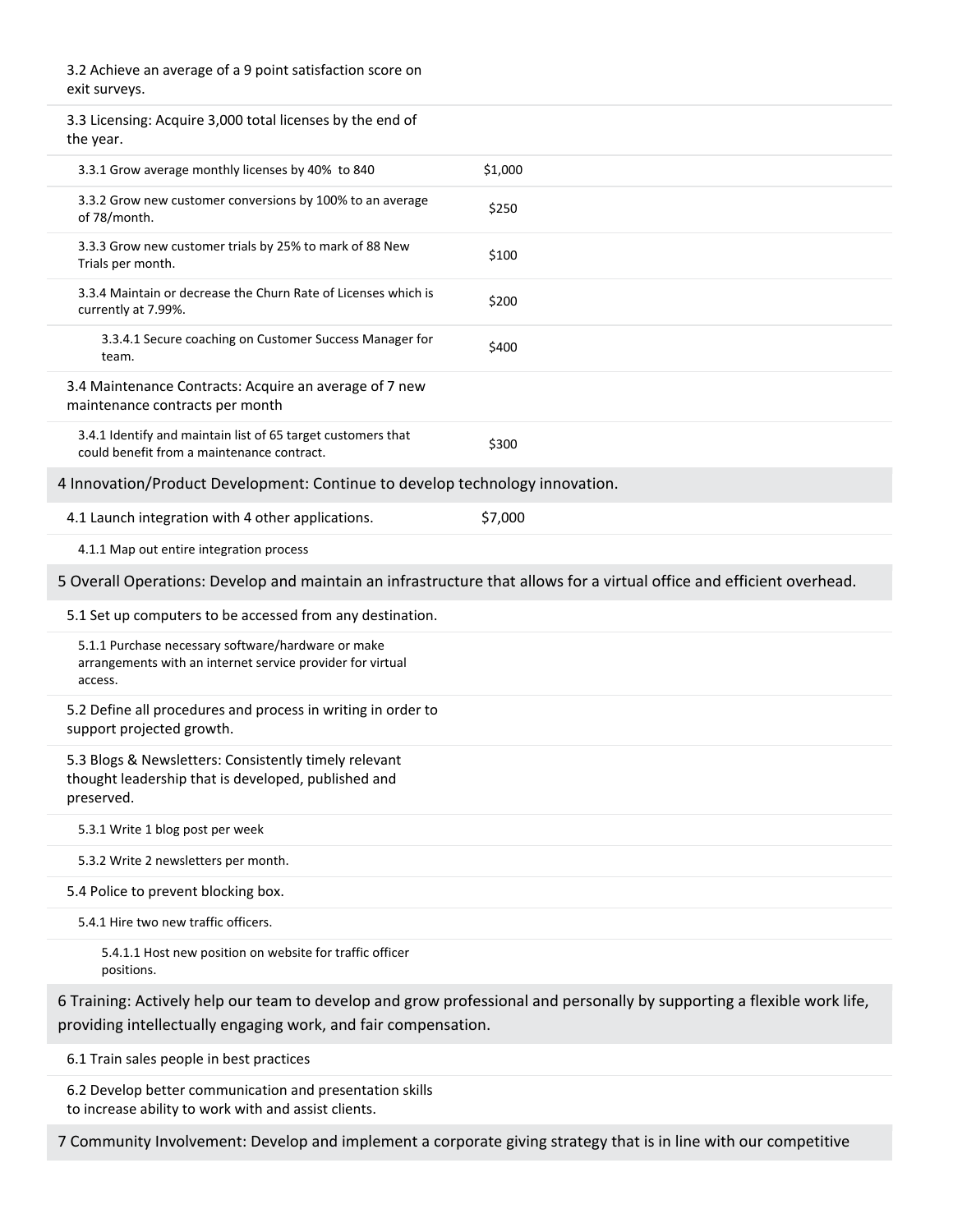| Item | Budget |
|---|---|
| 3.2 Achieve an average of a 9 point satisfaction score on exit surveys. | |
| 3.3 Licensing: Acquire 3,000 total licenses by the end of the year. | |
| 3.3.1 Grow average monthly licenses by 40% to 840 | $1,000 |
| 3.3.2 Grow new customer conversions by 100% to an average of 78/month. | $250 |
| 3.3.3 Grow new customer trials by 25% to mark of 88 New Trials per month. | $100 |
| 3.3.4 Maintain or decrease the Churn Rate of Licenses which is currently at 7.99%. | $200 |
| 3.3.4.1 Secure coaching on Customer Success Manager for team. | $400 |
| 3.4 Maintenance Contracts: Acquire an average of 7 new maintenance contracts per month | |
| 3.4.1 Identify and maintain list of 65 target customers that could benefit from a maintenance contract. | $300 |

## 4 Innovation/Product Development: Continue to develop technology innovation.

| Item | Budget |
|---|---|
| 4.1 Launch integration with 4 other applications. | $7,000 |
| 4.1.1 Map out entire integration process | |

## 5 Overall Operations: Develop and maintain an infrastructure that allows for a virtual office and efficient overhead.

- 5.1 Set up computers to be accessed from any destination.
  - 5.1.1 Purchase necessary software/hardware or make arrangements with an internet service provider for virtual access.
- 5.2 Define all procedures and process in writing in order to support projected growth.
- 5.3 Blogs & Newsletters: Consistently timely relevant thought leadership that is developed, published and preserved.
  - 5.3.1 Write 1 blog post per week
  - 5.3.2 Write 2 newsletters per month.
- 5.4 Police to prevent blocking box.
  - 5.4.1 Hire two new traffic officers.
    - 5.4.1.1 Host new position on website for traffic officer positions.

## 6 Training: Actively help our team to develop and grow professional and personally by supporting a flexible work life, providing intellectually engaging work, and fair compensation.

- 6.1 Train sales people in best practices
- 6.2 Develop better communication and presentation skills to increase ability to work with and assist clients.

## 7 Community Involvement: Develop and implement a corporate giving strategy that is in line with our competitive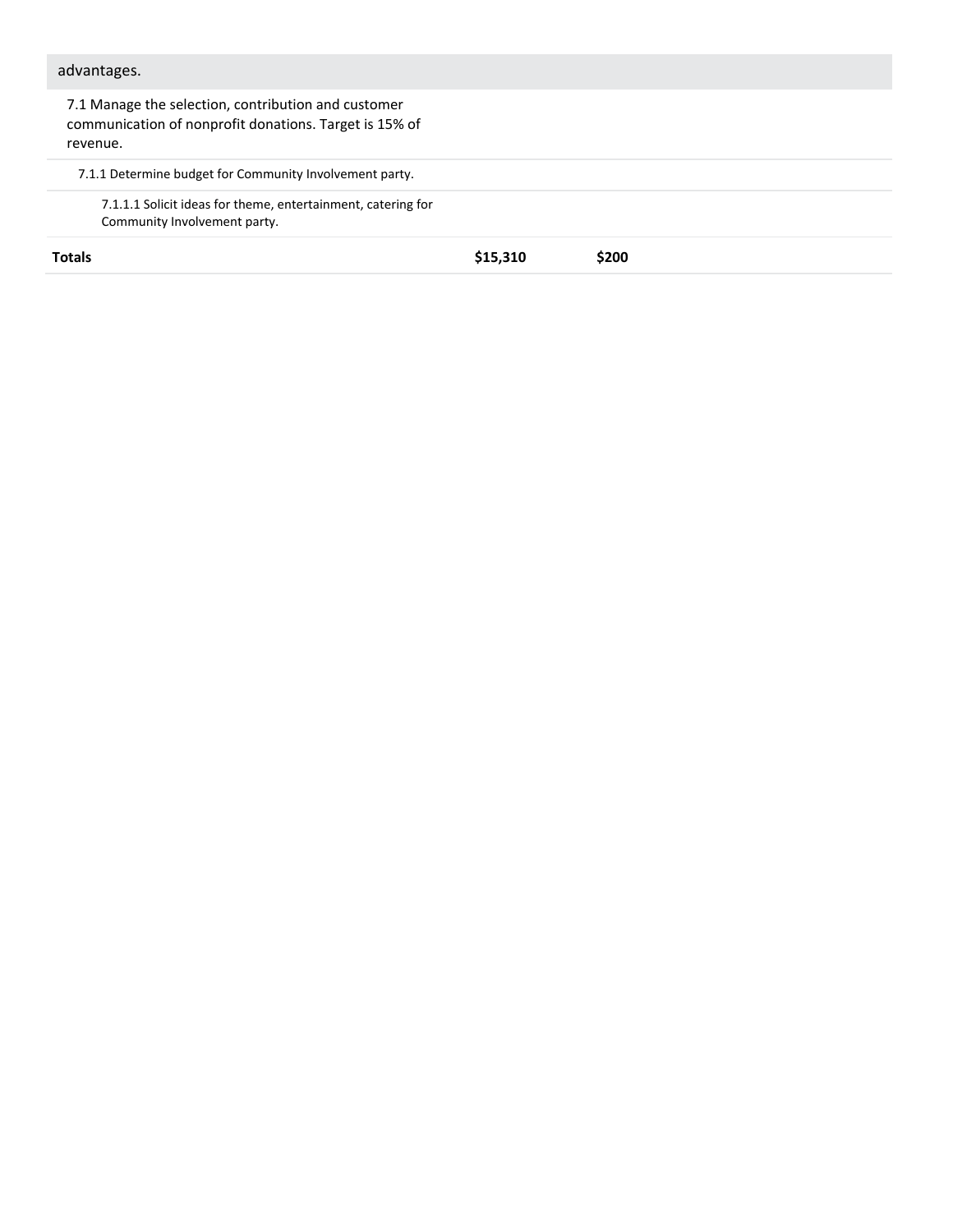| | | | |
|---|---|---|---|
| advantages. | | | |
| 7.1 Manage the selection, contribution and customer communication of nonprofit donations. Target is 15% of revenue. | | | |
| 7.1.1 Determine budget for Community Involvement party. | | | |
| 7.1.1.1 Solicit ideas for theme, entertainment, catering for Community Involvement party. | | | |
| **Totals** | **$15,310** | **$200** | |